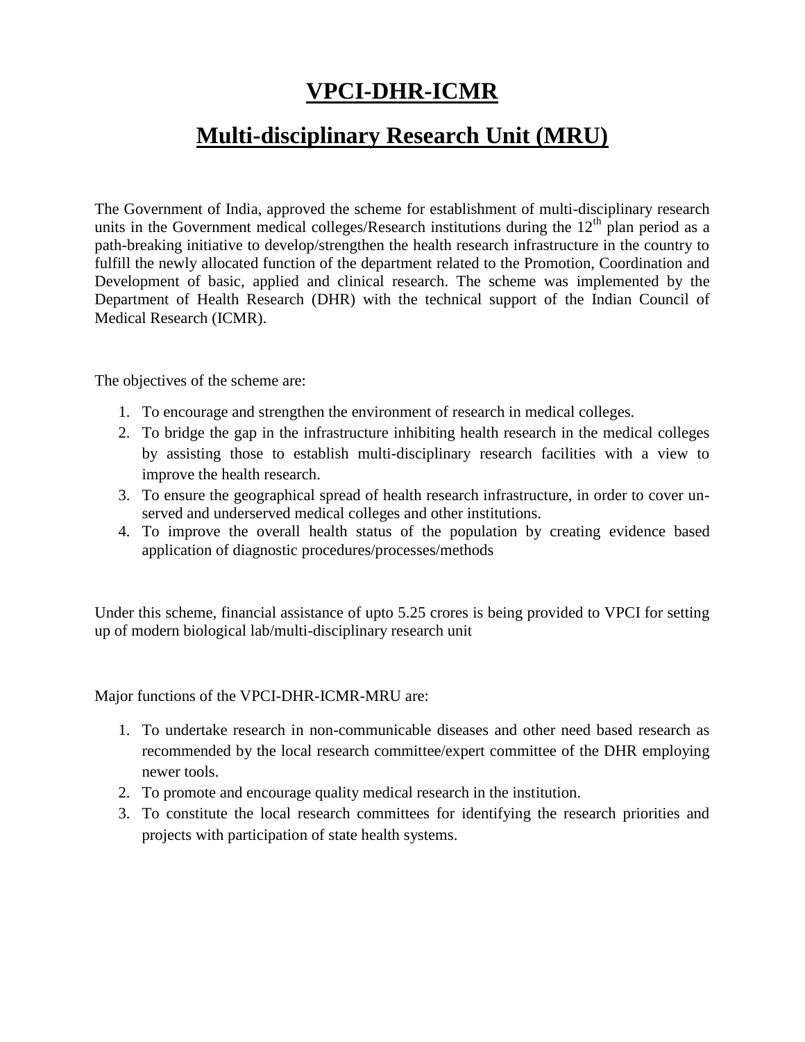# VPCI-DHR-ICMR

# Multi-disciplinary Research Unit (MRU)

The Government of India, approved the scheme for establishment of multi-disciplinary research units in the Government medical colleges/Research institutions during the $12^{th}$ plan period as a path-breaking initiative to develop/strengthen the health research infrastructure in the country to fulfill the newly allocated function of the department related to the Promotion, Coordination and Development of basic, applied and clinical research. The scheme was implemented by the Department of Health Research (DHR) with the technical support of the Indian Council of Medical Research (ICMR).

The objectives of the scheme are:

1. To encourage and strengthen the environment of research in medical colleges.
2. To bridge the gap in the infrastructure inhibiting health research in the medical colleges by assisting those to establish multi-disciplinary research facilities with a view to improve the health research.
3. To ensure the geographical spread of health research infrastructure, in order to cover un-served and underserved medical colleges and other institutions.
4. To improve the overall health status of the population by creating evidence based application of diagnostic procedures/processes/methods

Under this scheme, financial assistance of upto 5.25 crores is being provided to VPCI for setting up of modern biological lab/multi-disciplinary research unit

Major functions of the VPCI-DHR-ICMR-MRU are:

1. To undertake research in non-communicable diseases and other need based research as recommended by the local research committee/expert committee of the DHR employing newer tools.
2. To promote and encourage quality medical research in the institution.
3. To constitute the local research committees for identifying the research priorities and projects with participation of state health systems.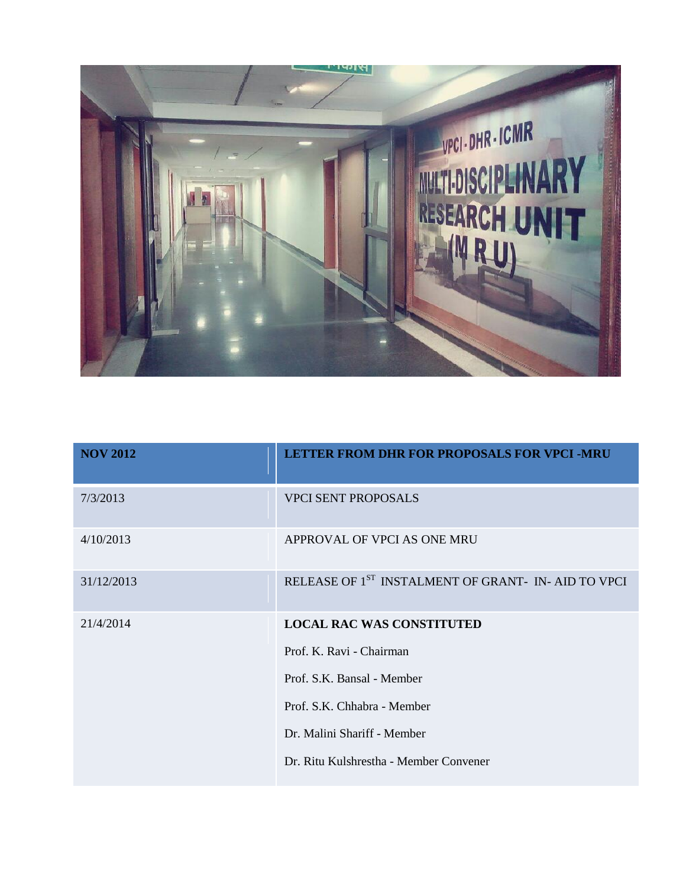| NOV 2012 | LETTER FROM DHR FOR PROPOSALS FOR VPCI -MRU |
|---|---|
| 7/3/2013 | VPCI SENT PROPOSALS |
| 4/10/2013 | APPROVAL OF VPCI AS ONE MRU |
| 31/12/2013 | RELEASE OF 1ST INSTALMENT OF GRANT- IN- AID TO VPCI |
| 21/4/2014 | **LOCAL RAC WAS CONSTITUTED**<br>Prof. K. Ravi - Chairman<br>Prof. S.K. Bansal - Member<br>Prof. S.K. Chhabra - Member<br>Dr. Malini Shariff - Member<br>Dr. Ritu Kulshrestha - Member Convener |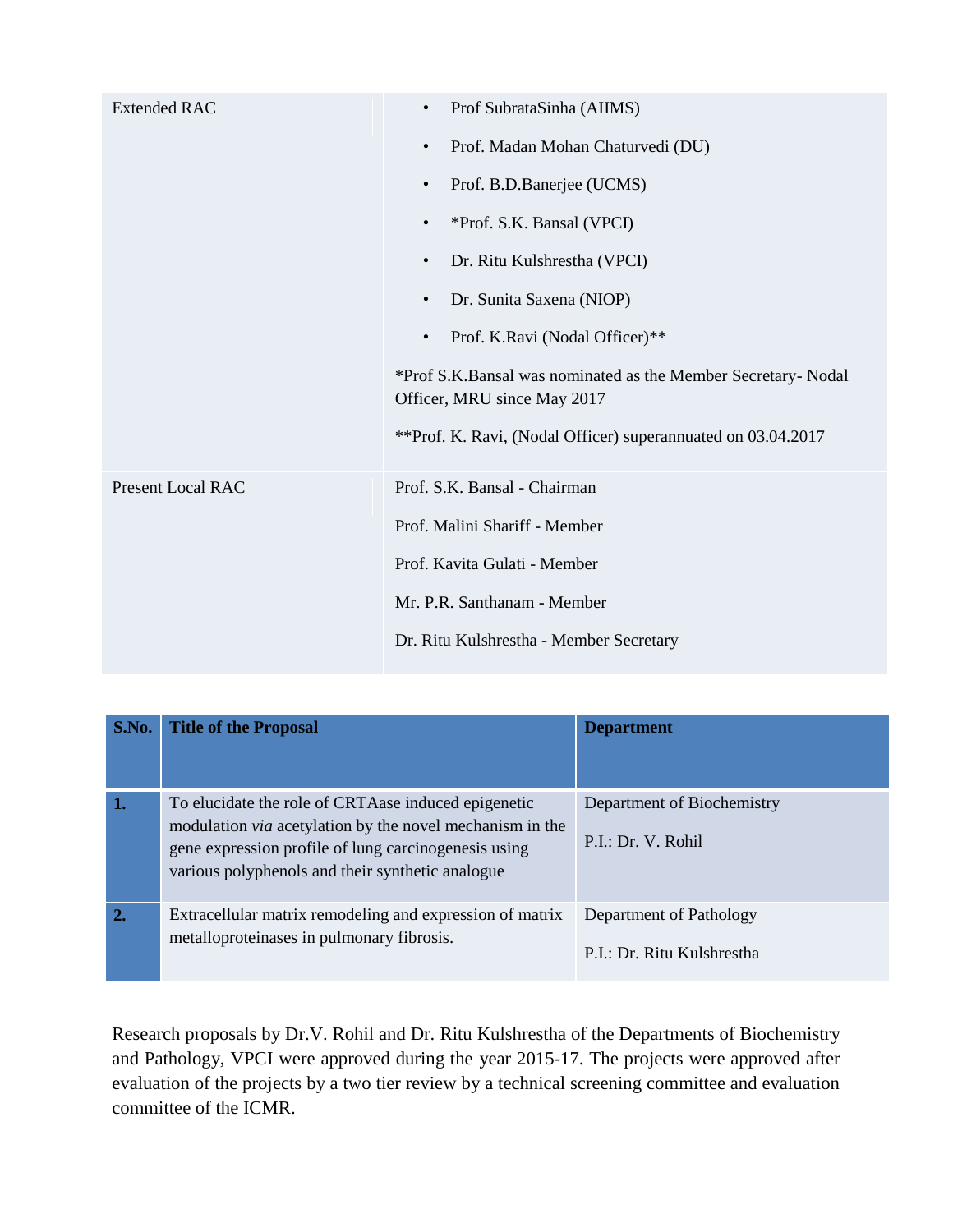| | |
|---|---|
| Extended RAC | • Prof SubrataSinha (AIIMS)<br>• Prof. Madan Mohan Chaturvedi (DU)<br>• Prof. B.D.Banerjee (UCMS)<br>• *Prof. S.K. Bansal (VPCI)<br>• Dr. Ritu Kulshrestha (VPCI)<br>• Dr. Sunita Saxena (NIOP)<br>• Prof. K.Ravi (Nodal Officer)**<br><br>*Prof S.K.Bansal was nominated as the Member Secretary- Nodal Officer, MRU since May 2017<br><br>**Prof. K. Ravi, (Nodal Officer) superannuated on 03.04.2017 |
| Present Local RAC | Prof. S.K. Bansal - Chairman<br>Prof. Malini Shariff - Member<br>Prof. Kavita Gulati - Member<br>Mr. P.R. Santhanam - Member<br>Dr. Ritu Kulshrestha - Member Secretary |

| S.No. | Title of the Proposal | Department |
|---|---|---|
| 1. | To elucidate the role of CRTAase induced epigenetic modulation *via* acetylation by the novel mechanism in the gene expression profile of lung carcinogenesis using various polyphenols and their synthetic analogue | Department of Biochemistry<br>P.I.: Dr. V. Rohil |
| 2. | Extracellular matrix remodeling and expression of matrix metalloproteinases in pulmonary fibrosis. | Department of Pathology<br>P.I.: Dr. Ritu Kulshrestha |

Research proposals by Dr.V. Rohil and Dr. Ritu Kulshrestha of the Departments of Biochemistry and Pathology, VPCI were approved during the year 2015-17. The projects were approved after evaluation of the projects by a two tier review by a technical screening committee and evaluation committee of the ICMR.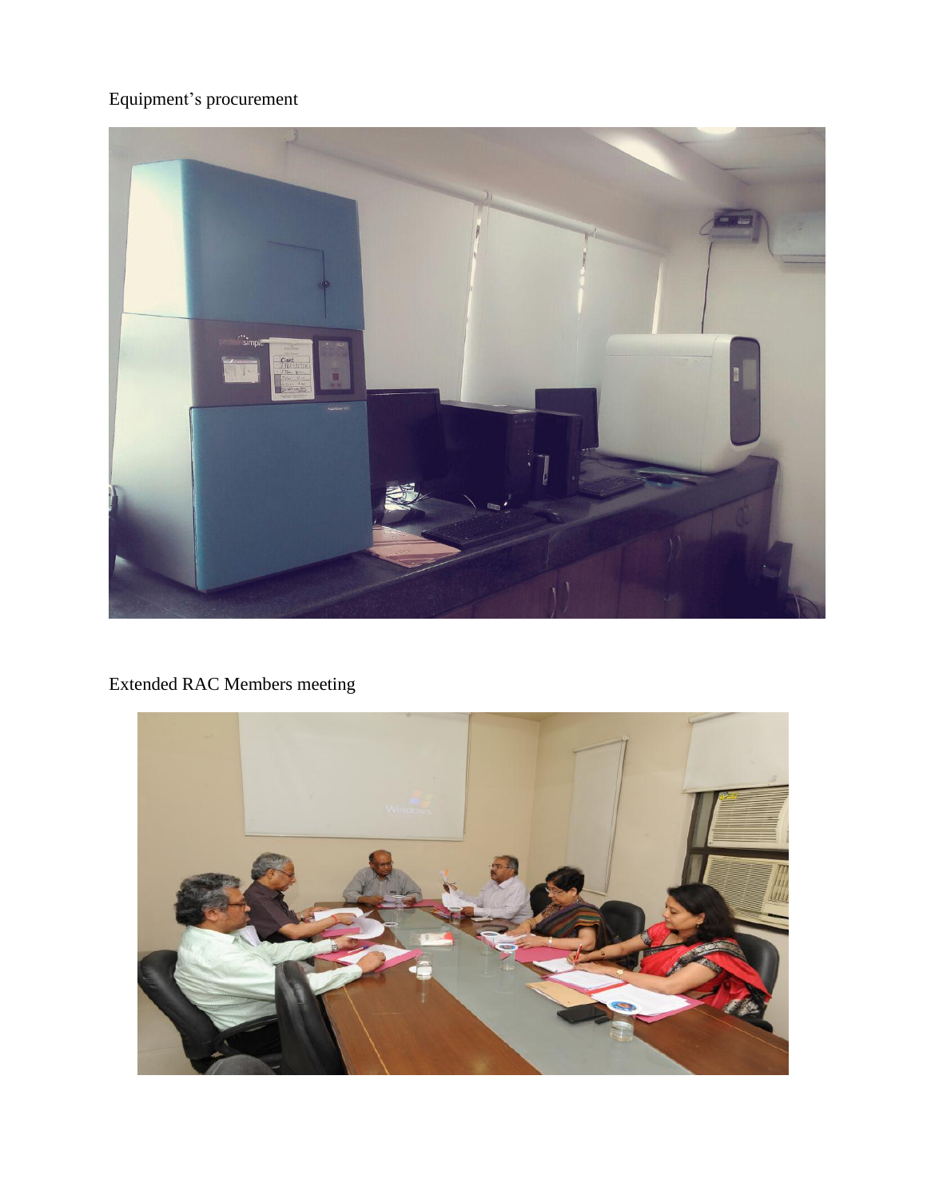Equipment's procurement

Extended RAC Members meeting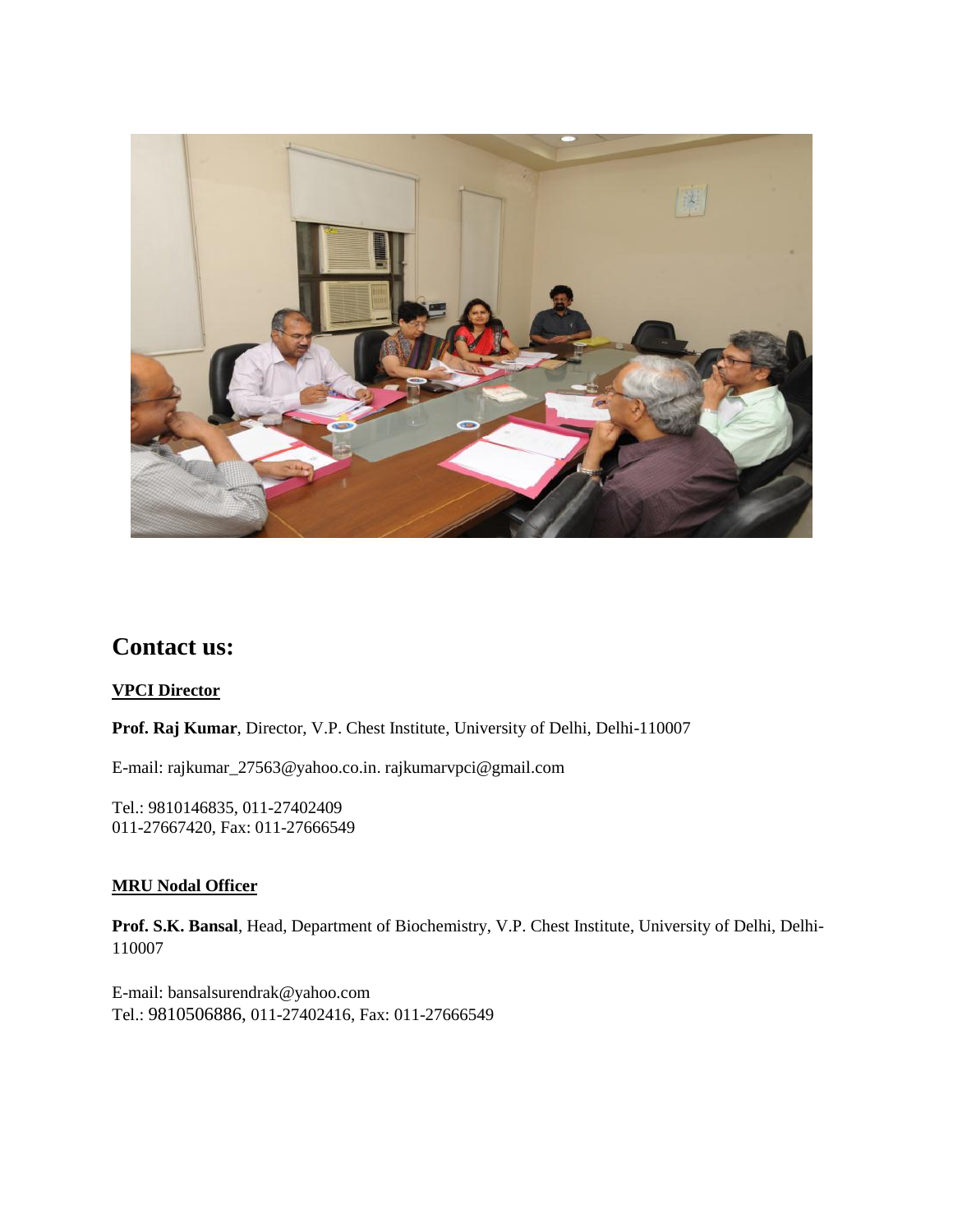## Contact us:

**VPCI Director**

**Prof. Raj Kumar**, Director, V.P. Chest Institute, University of Delhi, Delhi-110007

E-mail: rajkumar_27563@yahoo.co.in. rajkumarvpci@gmail.com

Tel.: 9810146835, 011-27402409
011-27667420, Fax: 011-27666549

**MRU Nodal Officer**

**Prof. S.K. Bansal**, Head, Department of Biochemistry, V.P. Chest Institute, University of Delhi, Delhi-110007

E-mail: bansalsurendrak@yahoo.com
Tel.: 9810506886, 011-27402416, Fax: 011-27666549